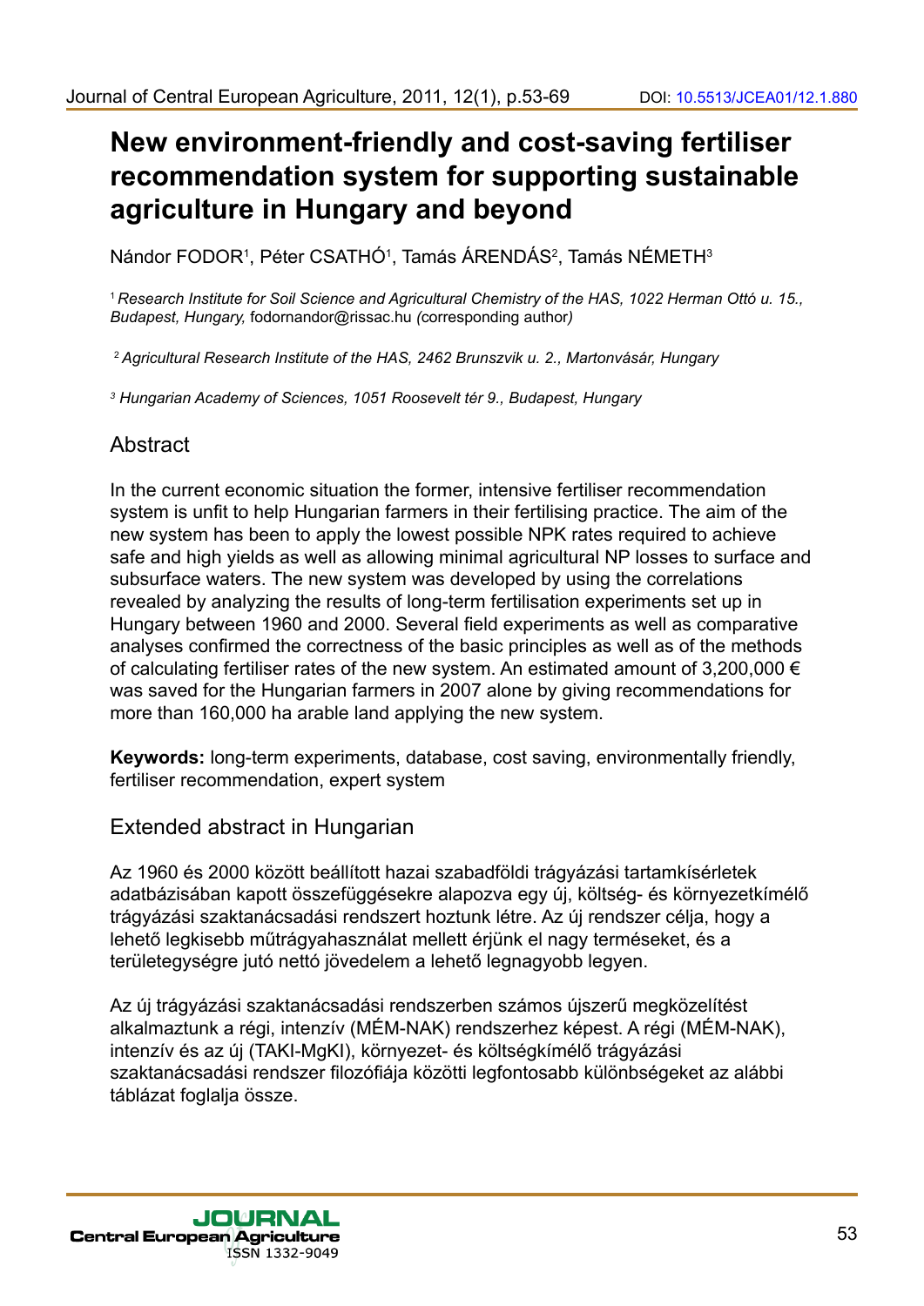# New environment-friendly and cost-saving fertiliser recommendation system for supporting sustainable agriculture in Hungary and beyond

Nándor FODOR[1], Péter CSATHÓ[1], Tamás ÁRENDÁS[2], Tamás NÉMETH[3]

[1] *Research Institute for Soil Science and Agricultural Chemistry of the HAS, 1022 Herman Ottó u. 15., Budapest, Hungary,* fodornandor@rissac.hu *(*corresponding author*)*

[2] *Agricultural Research Institute of the HAS, 2462 Brunszvik u. 2., Martonvásár, Hungary*

[3] *Hungarian Academy of Sciences, 1051 Roosevelt tér 9., Budapest, Hungary*

## Abstract

In the current economic situation the former, intensive fertiliser recommendation system is unfit to help Hungarian farmers in their fertilising practice. The aim of the new system has been to apply the lowest possible NPK rates required to achieve safe and high yields as well as allowing minimal agricultural NP losses to surface and subsurface waters. The new system was developed by using the correlations revealed by analyzing the results of long-term fertilisation experiments set up in Hungary between 1960 and 2000. Several field experiments as well as comparative analyses confirmed the correctness of the basic principles as well as of the methods of calculating fertiliser rates of the new system. An estimated amount of 3,200,000 € was saved for the Hungarian farmers in 2007 alone by giving recommendations for more than 160,000 ha arable land applying the new system.

**Keywords:** long-term experiments, database, cost saving, environmentally friendly, fertiliser recommendation, expert system

## Extended abstract in Hungarian

Az 1960 és 2000 között beállított hazai szabadföldi trágyázási tartamkísérletek adatbázisában kapott összefüggésekre alapozva egy új, költség- és környezetkímélő trágyázási szaktanácsadási rendszert hoztunk létre. Az új rendszer célja, hogy a lehető legkisebb műtrágyahasználat mellett érjünk el nagy terméseket, és a területegységre jutó nettó jövedelem a lehető legnagyobb legyen.

Az új trágyázási szaktanácsadási rendszerben számos újszerű megközelítést alkalmaztunk a régi, intenzív (MÉM-NAK) rendszerhez képest. A régi (MÉM-NAK), intenzív és az új (TAKI-MgKI), környezet- és költségkímélő trágyázási szaktanácsadási rendszer filozófiája közötti legfontosabb különbségeket az alábbi táblázat foglalja össze.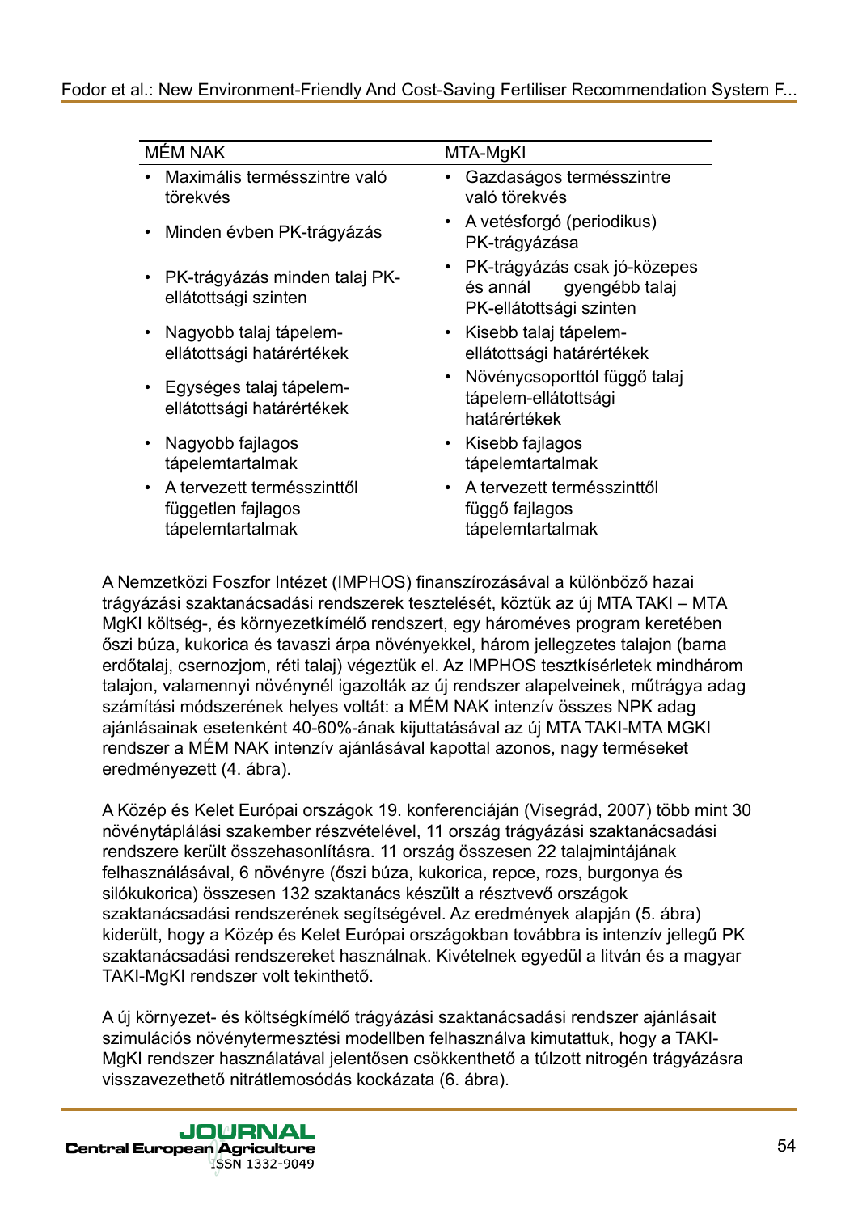| MÉM NAK | MTA-MgKI |
|---|---|
| • Maximális termésszintre való törekvés | • Gazdaságos termésszintre való törekvés |
| • Minden évben PK-trágyázás | • A vetésforgó (periodikus) PK-trágyázása |
| • PK-trágyázás minden talaj PK-ellátottsági szinten | • PK-trágyázás csak jó-közepes és annál gyengébb talaj PK-ellátottsági szinten |
| • Nagyobb talaj tápelem-ellátottsági határértékek | • Kisebb talaj tápelem-ellátottsági határértékek |
| • Egységes talaj tápelem-ellátottsági határértékek | • Növénycsoporttól függő talaj tápelem-ellátottsági határértékek |
| • Nagyobb fajlagos tápelemtartalmak | • Kisebb fajlagos tápelemtartalmak |
| • A tervezett termésszinttől független fajlagos tápelemtartalmak | • A tervezett termésszinttől függő fajlagos tápelemtartalmak |

A Nemzetközi Foszfor Intézet (IMPHOS) finanszírozásával a különböző hazai trágyázási szaktanácsadási rendszerek tesztelését, köztük az új MTA TAKI – MTA MgKI költség-, és környezetkímélő rendszert, egy hároméves program keretében őszi búza, kukorica és tavaszi árpa növényekkel, három jellegzetes talajon (barna erdőtalaj, csernozjom, réti talaj) végeztük el. Az IMPHOS tesztkísérletek mindhárom talajon, valamennyi növénynél igazolták az új rendszer alapelveinek, műtrágya adag számítási módszerének helyes voltát: a MÉM NAK intenzív összes NPK adag ajánlásainak esetenként 40-60%-ának kijuttatásával az új MTA TAKI-MTA MGKI rendszer a MÉM NAK intenzív ajánlásával kapottal azonos, nagy terméseket eredményezett (4. ábra).

A Közép és Kelet Európai országok 19. konferenciáján (Visegrád, 2007) több mint 30 növénytáplálási szakember részvételével, 11 ország trágyázási szaktanácsadási rendszere került összehasonlításra. 11 ország összesen 22 talajmintájának felhasználásával, 6 növényre (őszi búza, kukorica, repce, rozs, burgonya és silókukorica) összesen 132 szaktanács készült a résztvevő országok szaktanácsadási rendszerének segítségével. Az eredmények alapján (5. ábra) kiderült, hogy a Közép és Kelet Európai országokban továbbra is intenzív jellegű PK szaktanácsadási rendszereket használnak. Kivételnek egyedül a litván és a magyar TAKI-MgKI rendszer volt tekinthető.

A új környezet- és költségkímélő trágyázási szaktanácsadási rendszer ajánlásait szimulációs növénytermesztési modellben felhasználva kimutattuk, hogy a TAKI-MgKI rendszer használatával jelentősen csökkenthető a túlzott nitrogén trágyázásra visszavezethető nitrátlemosódás kockázata (6. ábra).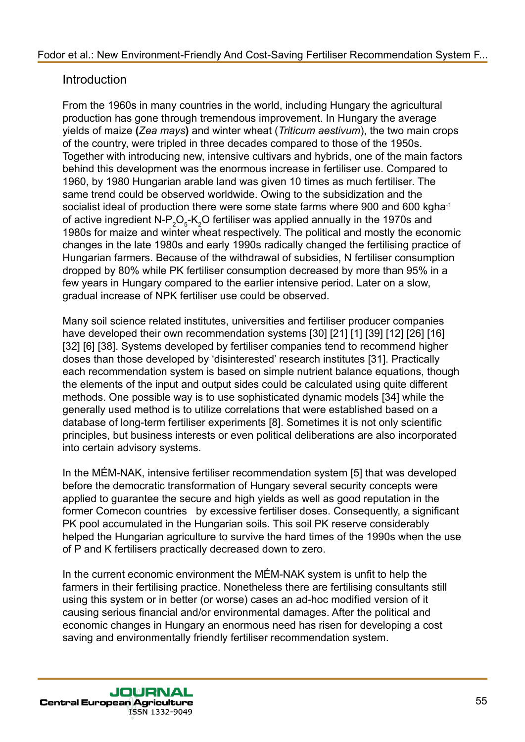## Introduction

From the 1960s in many countries in the world, including Hungary the agricultural production has gone through tremendous improvement. In Hungary the average yields of maize **(***Zea mays***)** and winter wheat (*Triticum aestivum*), the two main crops of the country, were tripled in three decades compared to those of the 1950s. Together with introducing new, intensive cultivars and hybrids, one of the main factors behind this development was the enormous increase in fertiliser use. Compared to 1960, by 1980 Hungarian arable land was given 10 times as much fertiliser. The same trend could be observed worldwide. Owing to the subsidization and the socialist ideal of production there were some state farms where 900 and 600 $kgha^{-1}$ of active ingredient N-$P_2O_5$-$K_2O$ fertiliser was applied annually in the 1970s and 1980s for maize and winter wheat respectively. The political and mostly the economic changes in the late 1980s and early 1990s radically changed the fertilising practice of Hungarian farmers. Because of the withdrawal of subsidies, N fertiliser consumption dropped by 80% while PK fertiliser consumption decreased by more than 95% in a few years in Hungary compared to the earlier intensive period. Later on a slow, gradual increase of NPK fertiliser use could be observed.

Many soil science related institutes, universities and fertiliser producer companies have developed their own recommendation systems [30] [21] [1] [39] [12] [26] [16] [32] [6] [38]. Systems developed by fertiliser companies tend to recommend higher doses than those developed by 'disinterested' research institutes [31]. Practically each recommendation system is based on simple nutrient balance equations, though the elements of the input and output sides could be calculated using quite different methods. One possible way is to use sophisticated dynamic models [34] while the generally used method is to utilize correlations that were established based on a database of long-term fertiliser experiments [8]. Sometimes it is not only scientific principles, but business interests or even political deliberations are also incorporated into certain advisory systems.

In the MÉM-NAK, intensive fertiliser recommendation system [5] that was developed before the democratic transformation of Hungary several security concepts were applied to guarantee the secure and high yields as well as good reputation in the former Comecon countries by excessive fertiliser doses. Consequently, a significant PK pool accumulated in the Hungarian soils. This soil PK reserve considerably helped the Hungarian agriculture to survive the hard times of the 1990s when the use of P and K fertilisers practically decreased down to zero.

In the current economic environment the MÉM-NAK system is unfit to help the farmers in their fertilising practice. Nonetheless there are fertilising consultants still using this system or in better (or worse) cases an ad-hoc modified version of it causing serious financial and/or environmental damages. After the political and economic changes in Hungary an enormous need has risen for developing a cost saving and environmentally friendly fertiliser recommendation system.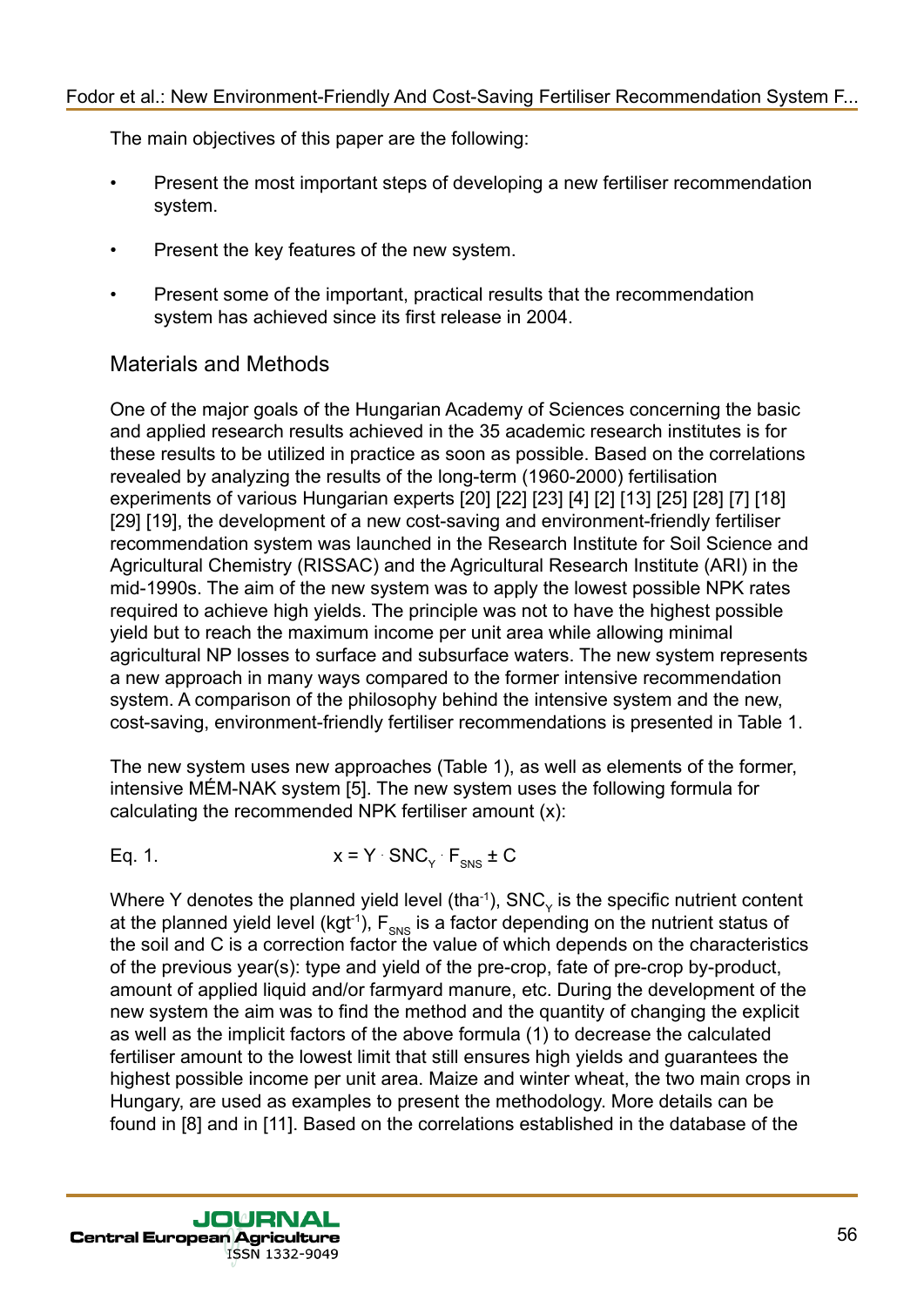The main objectives of this paper are the following:

- Present the most important steps of developing a new fertiliser recommendation system.
- Present the key features of the new system.
- Present some of the important, practical results that the recommendation system has achieved since its first release in 2004.

## Materials and Methods

One of the major goals of the Hungarian Academy of Sciences concerning the basic and applied research results achieved in the 35 academic research institutes is for these results to be utilized in practice as soon as possible. Based on the correlations revealed by analyzing the results of the long-term (1960-2000) fertilisation experiments of various Hungarian experts [20] [22] [23] [4] [2] [13] [25] [28] [7] [18] [29] [19], the development of a new cost-saving and environment-friendly fertiliser recommendation system was launched in the Research Institute for Soil Science and Agricultural Chemistry (RISSAC) and the Agricultural Research Institute (ARI) in the mid-1990s. The aim of the new system was to apply the lowest possible NPK rates required to achieve high yields. The principle was not to have the highest possible yield but to reach the maximum income per unit area while allowing minimal agricultural NP losses to surface and subsurface waters. The new system represents a new approach in many ways compared to the former intensive recommendation system. A comparison of the philosophy behind the intensive system and the new, cost-saving, environment-friendly fertiliser recommendations is presented in Table 1.

The new system uses new approaches (Table 1), as well as elements of the former, intensive MÉM-NAK system [5]. The new system uses the following formula for calculating the recommended NPK fertiliser amount (x):

Eq. 1. $$x = Y \cdot SNC_Y \cdot F_{SNS} \pm C$$

Where Y denotes the planned yield level ($tha^{-1}$), $SNC_Y$ is the specific nutrient content at the planned yield level ($kgt^{-1}$), $F_{SNS}$ is a factor depending on the nutrient status of the soil and C is a correction factor the value of which depends on the characteristics of the previous year(s): type and yield of the pre-crop, fate of pre-crop by-product, amount of applied liquid and/or farmyard manure, etc. During the development of the new system the aim was to find the method and the quantity of changing the explicit as well as the implicit factors of the above formula (1) to decrease the calculated fertiliser amount to the lowest limit that still ensures high yields and guarantees the highest possible income per unit area. Maize and winter wheat, the two main crops in Hungary, are used as examples to present the methodology. More details can be found in [8] and in [11]. Based on the correlations established in the database of the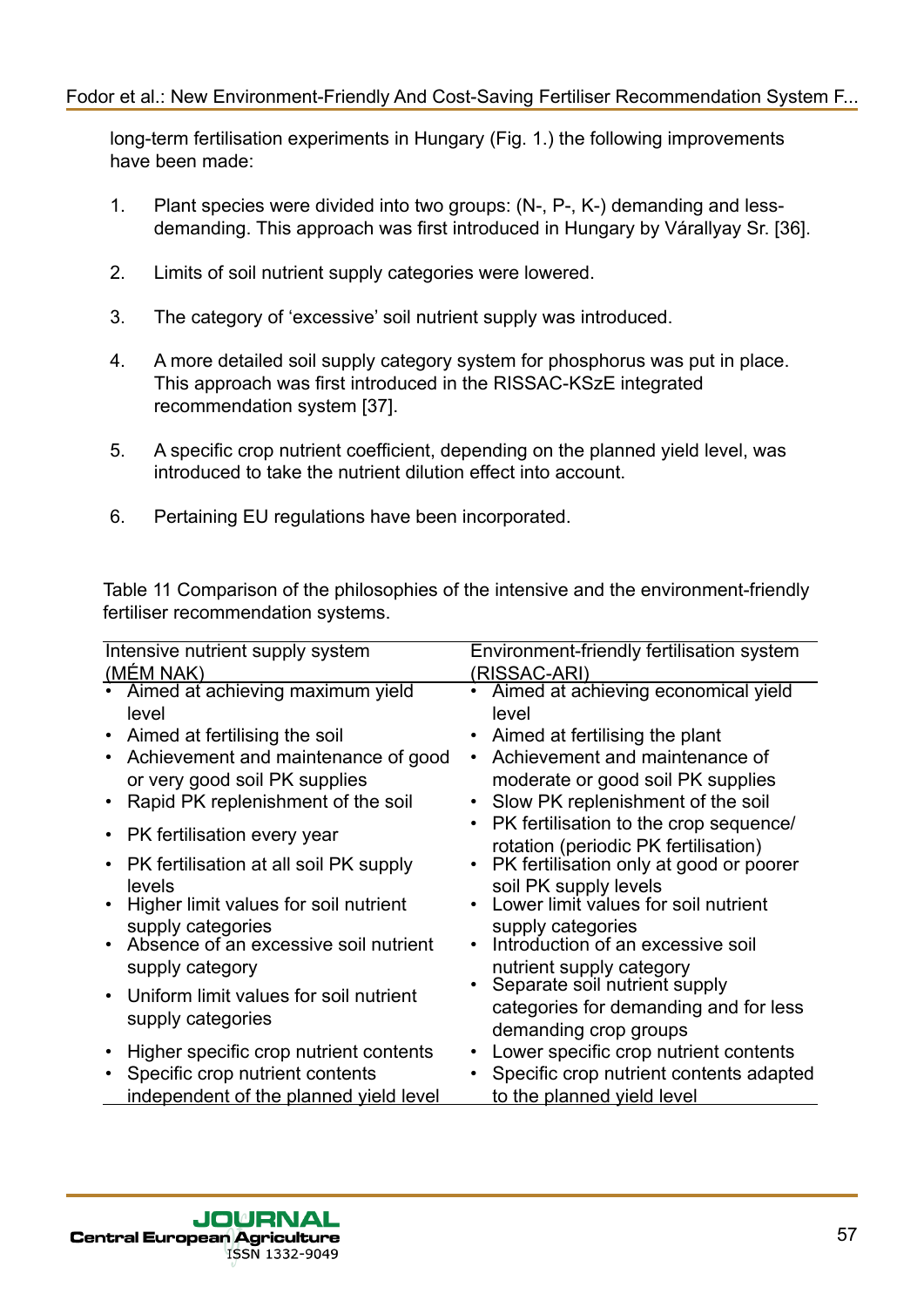long-term fertilisation experiments in Hungary (Fig. 1.) the following improvements have been made:

1. Plant species were divided into two groups: (N-, P-, K-) demanding and less-demanding. This approach was first introduced in Hungary by Várallyay Sr. [36].

2. Limits of soil nutrient supply categories were lowered.

3. The category of 'excessive' soil nutrient supply was introduced.

4. A more detailed soil supply category system for phosphorus was put in place. This approach was first introduced in the RISSAC-KSzE integrated recommendation system [37].

5. A specific crop nutrient coefficient, depending on the planned yield level, was introduced to take the nutrient dilution effect into account.

6. Pertaining EU regulations have been incorporated.

Table 11 Comparison of the philosophies of the intensive and the environment-friendly fertiliser recommendation systems.

| Intensive nutrient supply system (MÉM NAK) | Environment-friendly fertilisation system (RISSAC-ARI) |
|---|---|
| • Aimed at achieving maximum yield level | • Aimed at achieving economical yield level |
| • Aimed at fertilising the soil | • Aimed at fertilising the plant |
| • Achievement and maintenance of good or very good soil PK supplies | • Achievement and maintenance of moderate or good soil PK supplies |
| • Rapid PK replenishment of the soil | • Slow PK replenishment of the soil |
| • PK fertilisation every year | • PK fertilisation to the crop sequence/ rotation (periodic PK fertilisation) |
| • PK fertilisation at all soil PK supply levels | • PK fertilisation only at good or poorer soil PK supply levels |
| • Higher limit values for soil nutrient supply categories | • Lower limit values for soil nutrient supply categories |
| • Absence of an excessive soil nutrient supply category | • Introduction of an excessive soil nutrient supply category |
| • Uniform limit values for soil nutrient supply categories | • Separate soil nutrient supply categories for demanding and for less demanding crop groups |
| • Higher specific crop nutrient contents | • Lower specific crop nutrient contents |
| • Specific crop nutrient contents independent of the planned yield level | • Specific crop nutrient contents adapted to the planned yield level |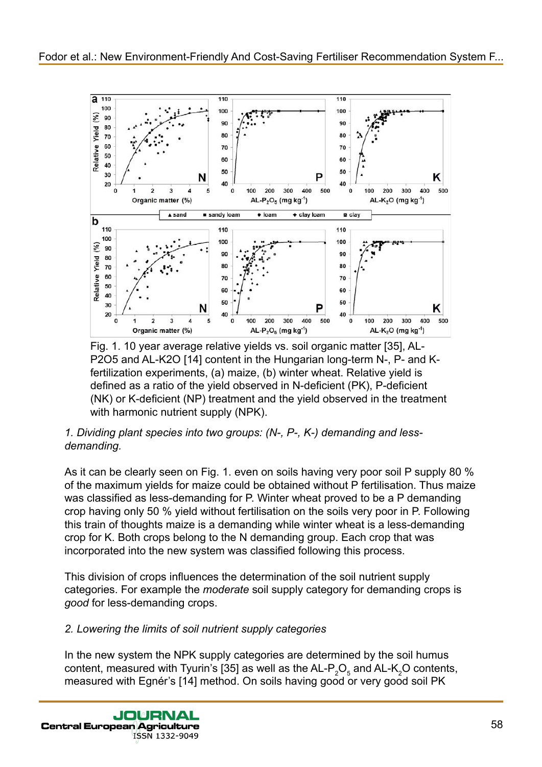Fig. 1. 10 year average relative yields vs. soil organic matter [35], AL-P2O5 and AL-K2O [14] content in the Hungarian long-term N-, P- and K-fertilization experiments, (a) maize, (b) winter wheat. Relative yield is defined as a ratio of the yield observed in N-deficient (PK), P-deficient (NK) or K-deficient (NP) treatment and the yield observed in the treatment with harmonic nutrient supply (NPK).

*1. Dividing plant species into two groups: (N-, P-, K-) demanding and less-demanding.*

As it can be clearly seen on Fig. 1. even on soils having very poor soil P supply 80 % of the maximum yields for maize could be obtained without P fertilisation. Thus maize was classified as less-demanding for P. Winter wheat proved to be a P demanding crop having only 50 % yield without fertilisation on the soils very poor in P. Following this train of thoughts maize is a demanding while winter wheat is a less-demanding crop for K. Both crops belong to the N demanding group. Each crop that was incorporated into the new system was classified following this process.

This division of crops influences the determination of the soil nutrient supply categories. For example the *moderate* soil supply category for demanding crops is *good* for less-demanding crops.

*2. Lowering the limits of soil nutrient supply categories*

In the new system the NPK supply categories are determined by the soil humus content, measured with Tyurin's [35] as well as the AL-$P_2O_5$ and AL-$K_2O$ contents, measured with Egnér's [14] method. On soils having good or very good soil PK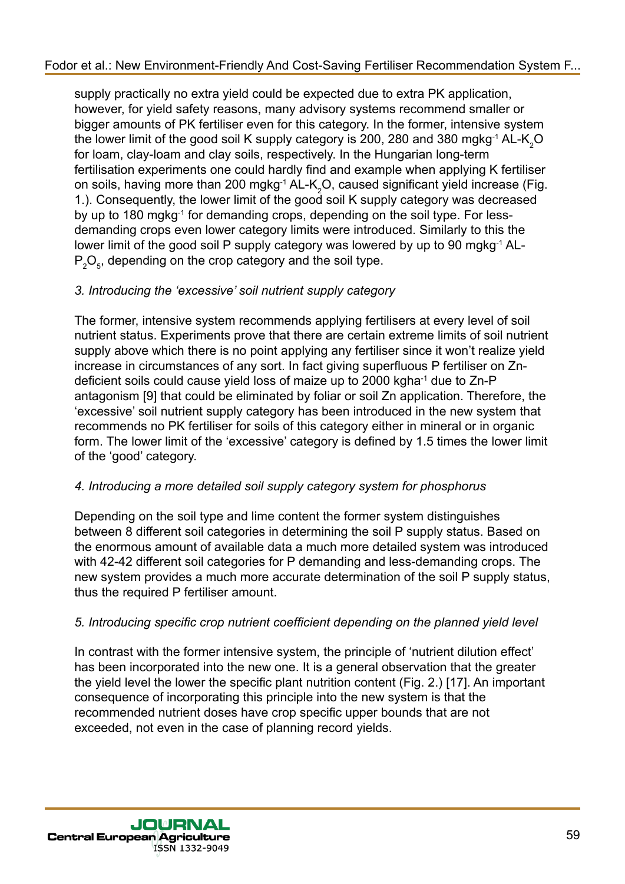supply practically no extra yield could be expected due to extra PK application, however, for yield safety reasons, many advisory systems recommend smaller or bigger amounts of PK fertiliser even for this category. In the former, intensive system the lower limit of the good soil K supply category is 200, 280 and 380 $mgkg^{-1}$ AL-$K_2O$ for loam, clay-loam and clay soils, respectively. In the Hungarian long-term fertilisation experiments one could hardly find and example when applying K fertiliser on soils, having more than 200 $mgkg^{-1}$ AL-$K_2O$, caused significant yield increase (Fig. 1.). Consequently, the lower limit of the good soil K supply category was decreased by up to 180 $mgkg^{-1}$ for demanding crops, depending on the soil type. For less-demanding crops even lower category limits were introduced. Similarly to this the lower limit of the good soil P supply category was lowered by up to 90 $mgkg^{-1}$ AL-$P_2O_5$, depending on the crop category and the soil type.

*3. Introducing the 'excessive' soil nutrient supply category*

The former, intensive system recommends applying fertilisers at every level of soil nutrient status. Experiments prove that there are certain extreme limits of soil nutrient supply above which there is no point applying any fertiliser since it won't realize yield increase in circumstances of any sort. In fact giving superfluous P fertiliser on Zn-deficient soils could cause yield loss of maize up to 2000 $kgha^{-1}$ due to Zn-P antagonism [9] that could be eliminated by foliar or soil Zn application. Therefore, the 'excessive' soil nutrient supply category has been introduced in the new system that recommends no PK fertiliser for soils of this category either in mineral or in organic form. The lower limit of the 'excessive' category is defined by 1.5 times the lower limit of the 'good' category.

*4. Introducing a more detailed soil supply category system for phosphorus*

Depending on the soil type and lime content the former system distinguishes between 8 different soil categories in determining the soil P supply status. Based on the enormous amount of available data a much more detailed system was introduced with 42-42 different soil categories for P demanding and less-demanding crops. The new system provides a much more accurate determination of the soil P supply status, thus the required P fertiliser amount.

*5. Introducing specific crop nutrient coefficient depending on the planned yield level*

In contrast with the former intensive system, the principle of 'nutrient dilution effect' has been incorporated into the new one. It is a general observation that the greater the yield level the lower the specific plant nutrition content (Fig. 2.) [17]. An important consequence of incorporating this principle into the new system is that the recommended nutrient doses have crop specific upper bounds that are not exceeded, not even in the case of planning record yields.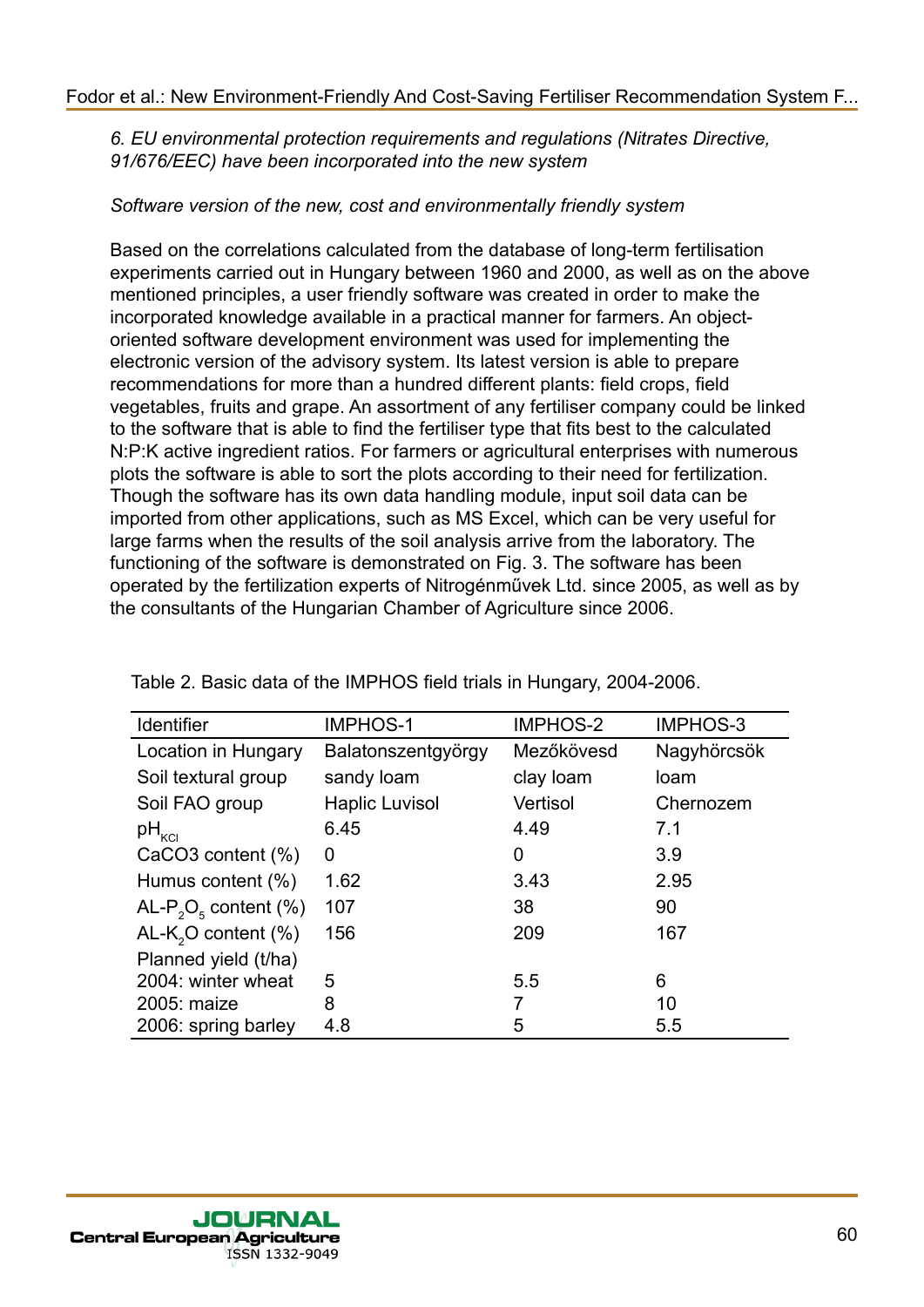*6. EU environmental protection requirements and regulations (Nitrates Directive, 91/676/EEC) have been incorporated into the new system*

*Software version of the new, cost and environmentally friendly system*

Based on the correlations calculated from the database of long-term fertilisation experiments carried out in Hungary between 1960 and 2000, as well as on the above mentioned principles, a user friendly software was created in order to make the incorporated knowledge available in a practical manner for farmers. An object-oriented software development environment was used for implementing the electronic version of the advisory system. Its latest version is able to prepare recommendations for more than a hundred different plants: field crops, field vegetables, fruits and grape. An assortment of any fertiliser company could be linked to the software that is able to find the fertiliser type that fits best to the calculated N:P:K active ingredient ratios. For farmers or agricultural enterprises with numerous plots the software is able to sort the plots according to their need for fertilization. Though the software has its own data handling module, input soil data can be imported from other applications, such as MS Excel, which can be very useful for large farms when the results of the soil analysis arrive from the laboratory. The functioning of the software is demonstrated on Fig. 3. The software has been operated by the fertilization experts of Nitrogénművek Ltd. since 2005, as well as by the consultants of the Hungarian Chamber of Agriculture since 2006.

Table 2. Basic data of the IMPHOS field trials in Hungary, 2004-2006.

| Identifier | IMPHOS-1 | IMPHOS-2 | IMPHOS-3 |
|---|---|---|---|
| Location in Hungary | Balatonszentgyörgy | Mezőkövesd | Nagyhörcsök |
| Soil textural group | sandy loam | clay loam | loam |
| Soil FAO group | Haplic Luvisol | Vertisol | Chernozem |
| $pH_{KCl}$ | 6.45 | 4.49 | 7.1 |
| CaCO3 content (%) | 0 | 0 | 3.9 |
| Humus content (%) | 1.62 | 3.43 | 2.95 |
| AL-$P_2O_5$ content (%) | 107 | 38 | 90 |
| AL-$K_2O$ content (%) | 156 | 209 | 167 |
| Planned yield (t/ha) | | | |
| 2004: winter wheat | 5 | 5.5 | 6 |
| 2005: maize | 8 | 7 | 10 |
| 2006: spring barley | 4.8 | 5 | 5.5 |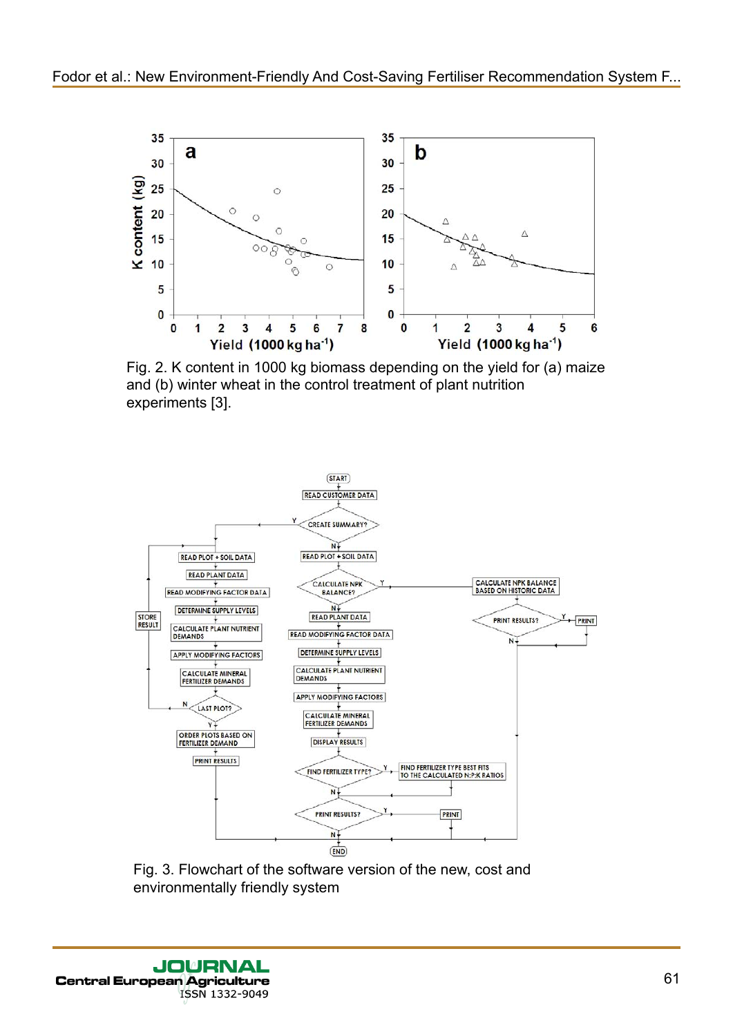Fig. 2. K content in 1000 kg biomass depending on the yield for (a) maize and (b) winter wheat in the control treatment of plant nutrition experiments [3].

Fig. 3. Flowchart of the software version of the new, cost and environmentally friendly system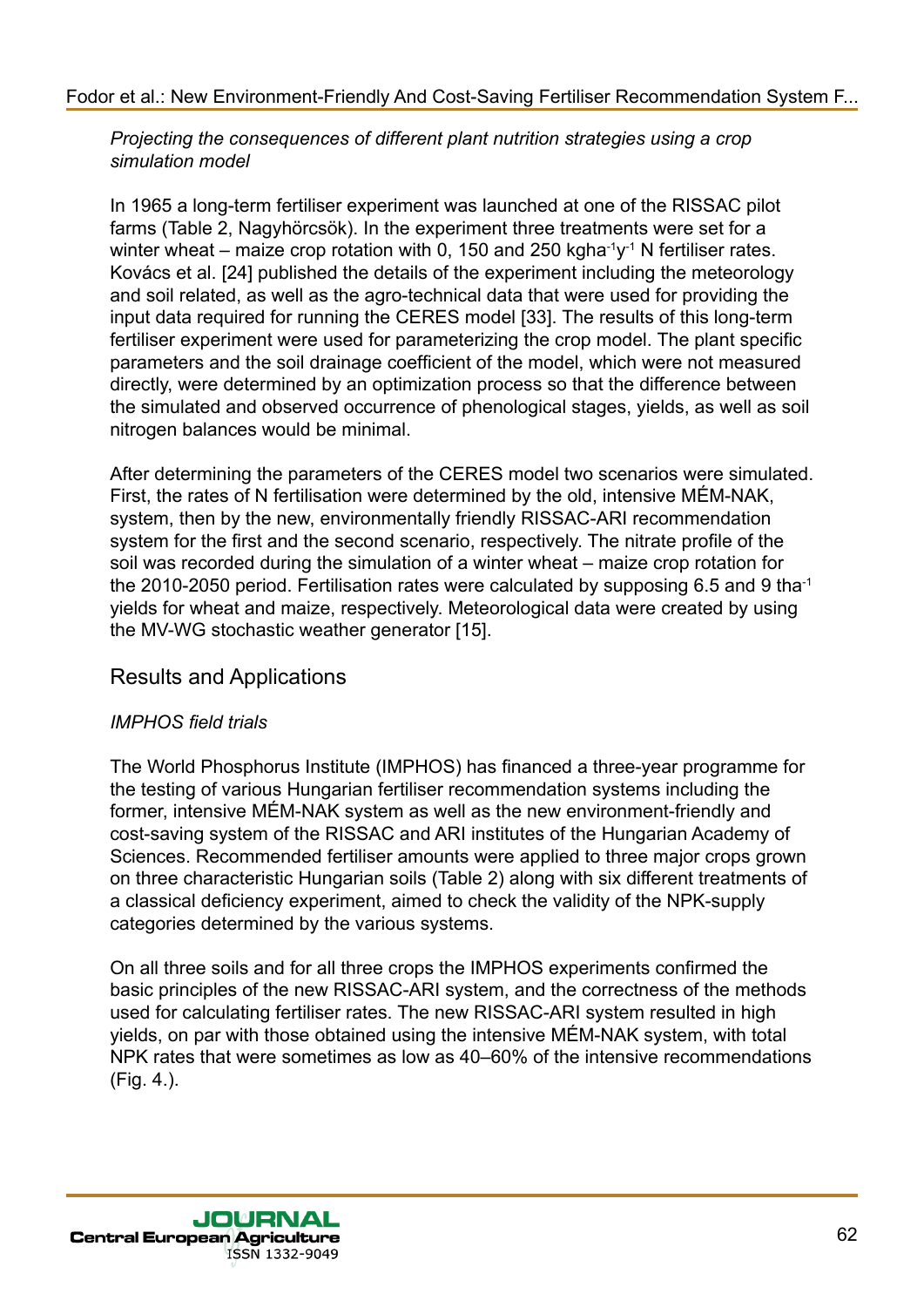*Projecting the consequences of different plant nutrition strategies using a crop simulation model*

In 1965 a long-term fertiliser experiment was launched at one of the RISSAC pilot farms (Table 2, Nagyhörcsök). In the experiment three treatments were set for a winter wheat – maize crop rotation with 0, 150 and 250 $kgha^{-1}y^{-1}$ N fertiliser rates. Kovács et al. [24] published the details of the experiment including the meteorology and soil related, as well as the agro-technical data that were used for providing the input data required for running the CERES model [33]. The results of this long-term fertiliser experiment were used for parameterizing the crop model. The plant specific parameters and the soil drainage coefficient of the model, which were not measured directly, were determined by an optimization process so that the difference between the simulated and observed occurrence of phenological stages, yields, as well as soil nitrogen balances would be minimal.

After determining the parameters of the CERES model two scenarios were simulated. First, the rates of N fertilisation were determined by the old, intensive MÉM-NAK, system, then by the new, environmentally friendly RISSAC-ARI recommendation system for the first and the second scenario, respectively. The nitrate profile of the soil was recorded during the simulation of a winter wheat – maize crop rotation for the 2010-2050 period. Fertilisation rates were calculated by supposing 6.5 and 9 $tha^{-1}$ yields for wheat and maize, respectively. Meteorological data were created by using the MV-WG stochastic weather generator [15].

## Results and Applications

*IMPHOS field trials*

The World Phosphorus Institute (IMPHOS) has financed a three-year programme for the testing of various Hungarian fertiliser recommendation systems including the former, intensive MÉM-NAK system as well as the new environment-friendly and cost-saving system of the RISSAC and ARI institutes of the Hungarian Academy of Sciences. Recommended fertiliser amounts were applied to three major crops grown on three characteristic Hungarian soils (Table 2) along with six different treatments of a classical deficiency experiment, aimed to check the validity of the NPK-supply categories determined by the various systems.

On all three soils and for all three crops the IMPHOS experiments confirmed the basic principles of the new RISSAC-ARI system, and the correctness of the methods used for calculating fertiliser rates. The new RISSAC-ARI system resulted in high yields, on par with those obtained using the intensive MÉM-NAK system, with total NPK rates that were sometimes as low as 40–60% of the intensive recommendations (Fig. 4.).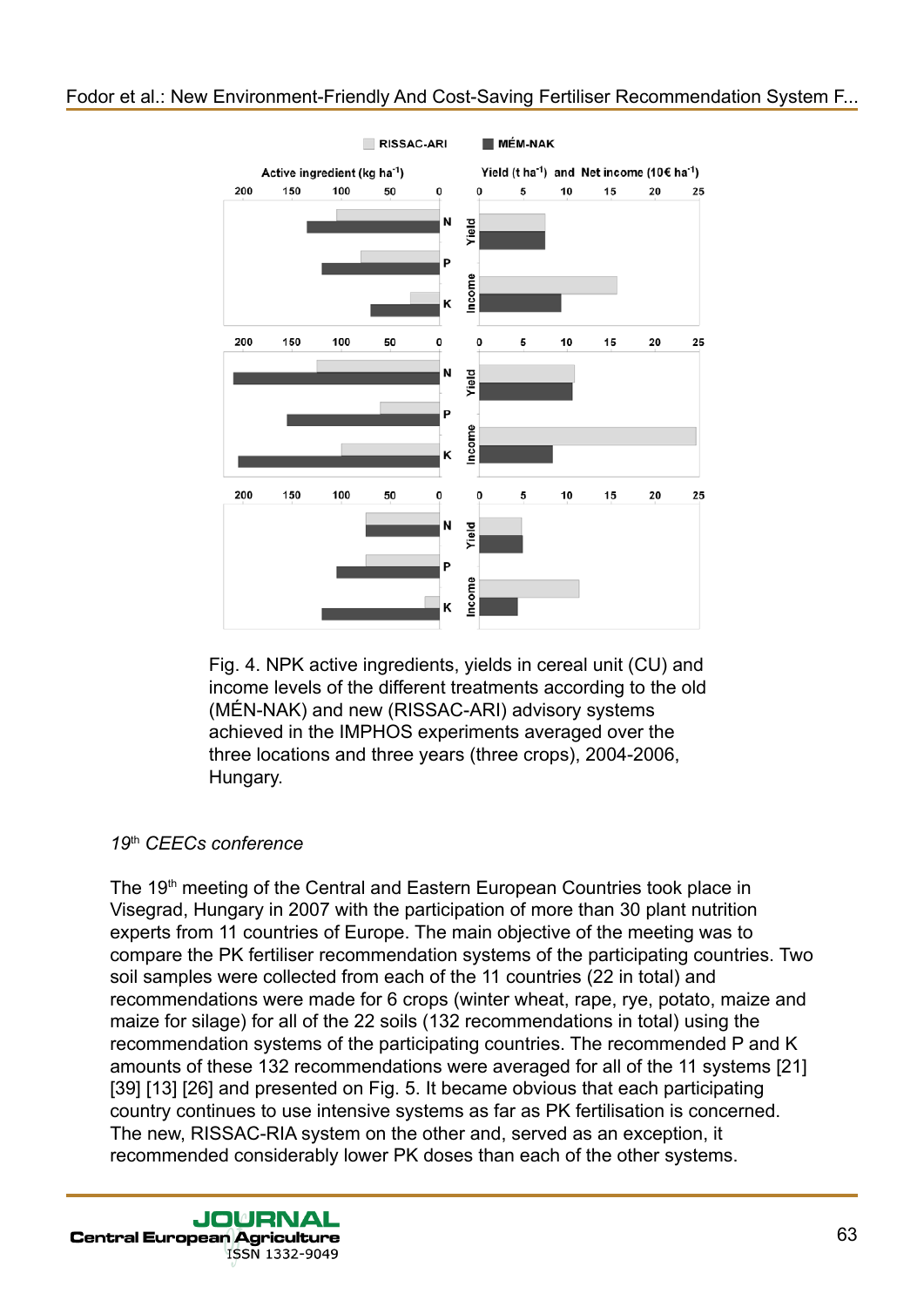Fig. 4. NPK active ingredients, yields in cereal unit (CU) and income levels of the different treatments according to the old (MÉN-NAK) and new (RISSAC-ARI) advisory systems achieved in the IMPHOS experiments averaged over the three locations and three years (three crops), 2004-2006, Hungary.

*19th CEECs conference*

The 19th meeting of the Central and Eastern European Countries took place in Visegrad, Hungary in 2007 with the participation of more than 30 plant nutrition experts from 11 countries of Europe. The main objective of the meeting was to compare the PK fertiliser recommendation systems of the participating countries. Two soil samples were collected from each of the 11 countries (22 in total) and recommendations were made for 6 crops (winter wheat, rape, rye, potato, maize and maize for silage) for all of the 22 soils (132 recommendations in total) using the recommendation systems of the participating countries. The recommended P and K amounts of these 132 recommendations were averaged for all of the 11 systems [21] [39] [13] [26] and presented on Fig. 5. It became obvious that each participating country continues to use intensive systems as far as PK fertilisation is concerned. The new, RISSAC-RIA system on the other and, served as an exception, it recommended considerably lower PK doses than each of the other systems.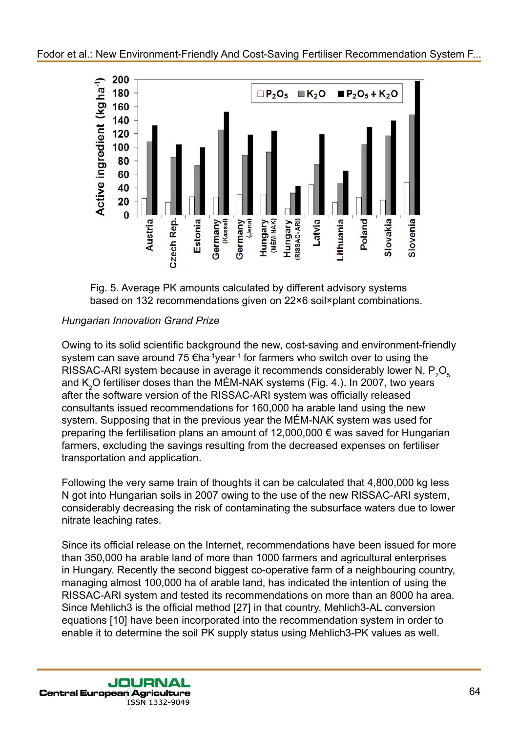Fig. 5. Average PK amounts calculated by different advisory systems based on 132 recommendations given on 22×6 soil×plant combinations.

*Hungarian Innovation Grand Prize*

Owing to its solid scientific background the new, cost-saving and environment-friendly system can save around 75 €ha$^{-1}$year$^{-1}$ for farmers who switch over to using the RISSAC-ARI system because in average it recommends considerably lower N, $P_2O_5$ and $K_2O$ fertiliser doses than the MÉM-NAK systems (Fig. 4.). In 2007, two years after the software version of the RISSAC-ARI system was officially released consultants issued recommendations for 160,000 ha arable land using the new system. Supposing that in the previous year the MÉM-NAK system was used for preparing the fertilisation plans an amount of 12,000,000 € was saved for Hungarian farmers, excluding the savings resulting from the decreased expenses on fertiliser transportation and application.

Following the very same train of thoughts it can be calculated that 4,800,000 kg less N got into Hungarian soils in 2007 owing to the use of the new RISSAC-ARI system, considerably decreasing the risk of contaminating the subsurface waters due to lower nitrate leaching rates.

Since its official release on the Internet, recommendations have been issued for more than 350,000 ha arable land of more than 1000 farmers and agricultural enterprises in Hungary. Recently the second biggest co-operative farm of a neighbouring country, managing almost 100,000 ha of arable land, has indicated the intention of using the RISSAC-ARI system and tested its recommendations on more than an 8000 ha area. Since Mehlich3 is the official method [27] in that country, Mehlich3-AL conversion equations [10] have been incorporated into the recommendation system in order to enable it to determine the soil PK supply status using Mehlich3-PK values as well.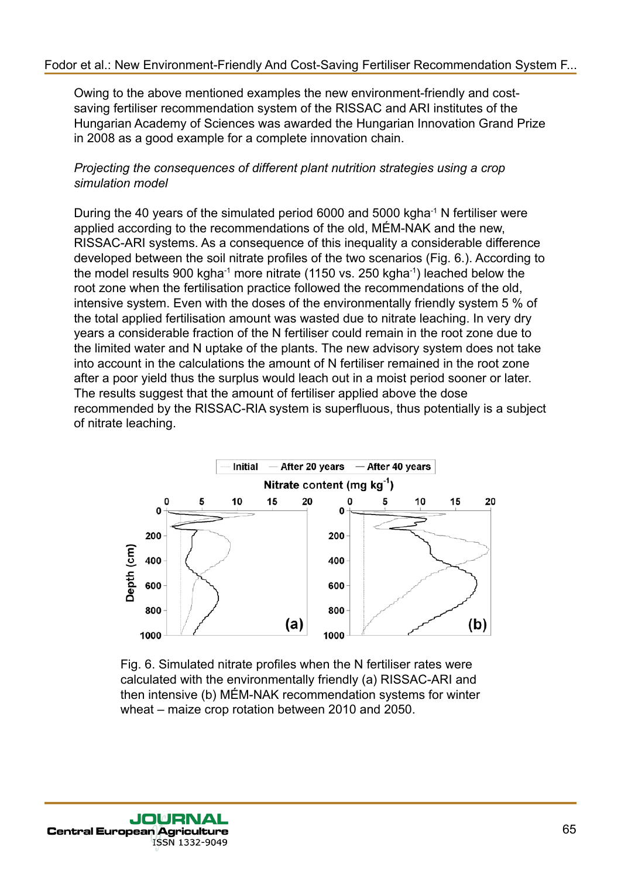Owing to the above mentioned examples the new environment-friendly and cost-saving fertiliser recommendation system of the RISSAC and ARI institutes of the Hungarian Academy of Sciences was awarded the Hungarian Innovation Grand Prize in 2008 as a good example for a complete innovation chain.

*Projecting the consequences of different plant nutrition strategies using a crop simulation model*

During the 40 years of the simulated period 6000 and 5000 kgha$^{-1}$ N fertiliser were applied according to the recommendations of the old, MÉM-NAK and the new, RISSAC-ARI systems. As a consequence of this inequality a considerable difference developed between the soil nitrate profiles of the two scenarios (Fig. 6.). According to the model results 900 kgha$^{-1}$ more nitrate (1150 vs. 250 kgha$^{-1}$) leached below the root zone when the fertilisation practice followed the recommendations of the old, intensive system. Even with the doses of the environmentally friendly system 5 % of the total applied fertilisation amount was wasted due to nitrate leaching. In very dry years a considerable fraction of the N fertiliser could remain in the root zone due to the limited water and N uptake of the plants. The new advisory system does not take into account in the calculations the amount of N fertiliser remained in the root zone after a poor yield thus the surplus would leach out in a moist period sooner or later. The results suggest that the amount of fertiliser applied above the dose recommended by the RISSAC-RIA system is superfluous, thus potentially is a subject of nitrate leaching.

Fig. 6. Simulated nitrate profiles when the N fertiliser rates were calculated with the environmentally friendly (a) RISSAC-ARI and then intensive (b) MÉM-NAK recommendation systems for winter wheat – maize crop rotation between 2010 and 2050.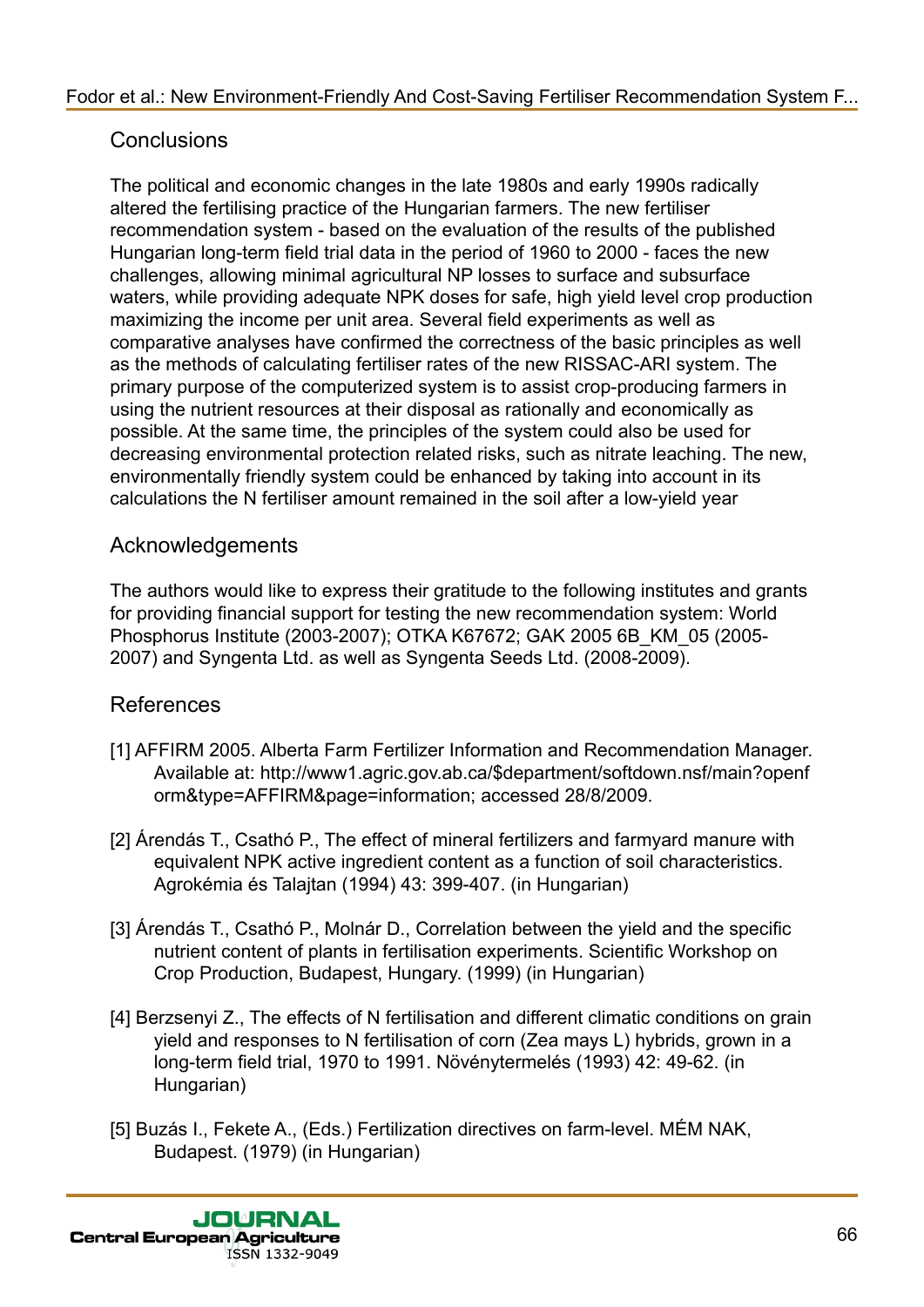## Conclusions

The political and economic changes in the late 1980s and early 1990s radically altered the fertilising practice of the Hungarian farmers. The new fertiliser recommendation system - based on the evaluation of the results of the published Hungarian long-term field trial data in the period of 1960 to 2000 - faces the new challenges, allowing minimal agricultural NP losses to surface and subsurface waters, while providing adequate NPK doses for safe, high yield level crop production maximizing the income per unit area. Several field experiments as well as comparative analyses have confirmed the correctness of the basic principles as well as the methods of calculating fertiliser rates of the new RISSAC-ARI system. The primary purpose of the computerized system is to assist crop-producing farmers in using the nutrient resources at their disposal as rationally and economically as possible. At the same time, the principles of the system could also be used for decreasing environmental protection related risks, such as nitrate leaching. The new, environmentally friendly system could be enhanced by taking into account in its calculations the N fertiliser amount remained in the soil after a low-yield year

## Acknowledgements

The authors would like to express their gratitude to the following institutes and grants for providing financial support for testing the new recommendation system: World Phosphorus Institute (2003-2007); OTKA K67672; GAK 2005 6B_KM_05 (2005-2007) and Syngenta Ltd. as well as Syngenta Seeds Ltd. (2008-2009).

## References

[1] AFFIRM 2005. Alberta Farm Fertilizer Information and Recommendation Manager. Available at: http://www1.agric.gov.ab.ca/$department/softdown.nsf/main?openform&type=AFFIRM&page=information; accessed 28/8/2009.

[2] Árendás T., Csathó P., The effect of mineral fertilizers and farmyard manure with equivalent NPK active ingredient content as a function of soil characteristics. Agrokémia és Talajtan (1994) 43: 399-407. (in Hungarian)

[3] Árendás T., Csathó P., Molnár D., Correlation between the yield and the specific nutrient content of plants in fertilisation experiments. Scientific Workshop on Crop Production, Budapest, Hungary. (1999) (in Hungarian)

[4] Berzsenyi Z., The effects of N fertilisation and different climatic conditions on grain yield and responses to N fertilisation of corn (Zea mays L) hybrids, grown in a long-term field trial, 1970 to 1991. Növénytermelés (1993) 42: 49-62. (in Hungarian)

[5] Buzás I., Fekete A., (Eds.) Fertilization directives on farm-level. MÉM NAK, Budapest. (1979) (in Hungarian)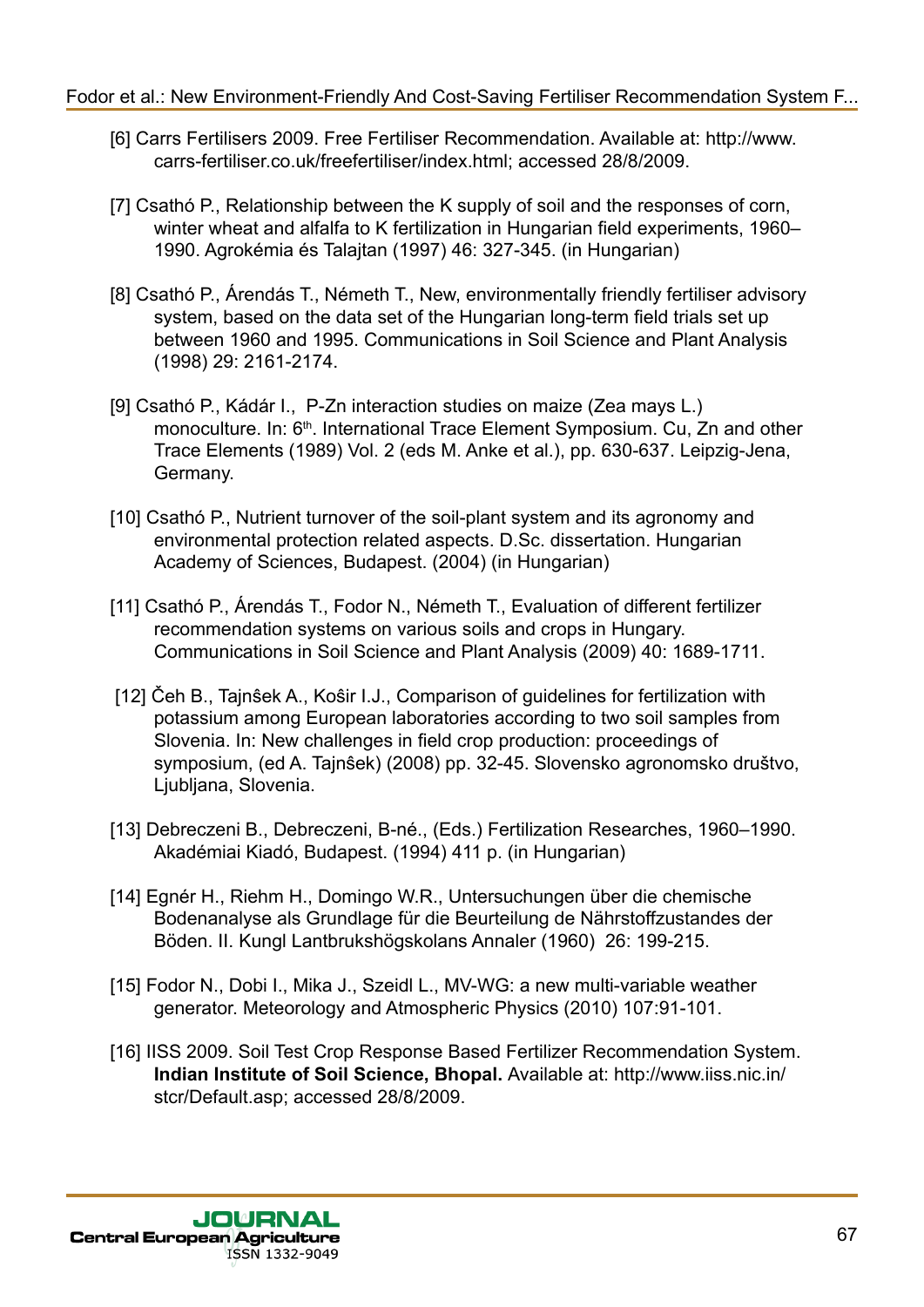[6] Carrs Fertilisers 2009. Free Fertiliser Recommendation. Available at: http://www.carrs-fertiliser.co.uk/freefertiliser/index.html; accessed 28/8/2009.

[7] Csathó P., Relationship between the K supply of soil and the responses of corn, winter wheat and alfalfa to K fertilization in Hungarian field experiments, 1960–1990. Agrokémia és Talajtan (1997) 46: 327-345. (in Hungarian)

[8] Csathó P., Árendás T., Németh T., New, environmentally friendly fertiliser advisory system, based on the data set of the Hungarian long-term field trials set up between 1960 and 1995. Communications in Soil Science and Plant Analysis (1998) 29: 2161-2174.

[9] Csathó P., Kádár I., P-Zn interaction studies on maize (Zea mays L.) monoculture. In: 6th. International Trace Element Symposium. Cu, Zn and other Trace Elements (1989) Vol. 2 (eds M. Anke et al.), pp. 630-637. Leipzig-Jena, Germany.

[10] Csathó P., Nutrient turnover of the soil-plant system and its agronomy and environmental protection related aspects. D.Sc. dissertation. Hungarian Academy of Sciences, Budapest. (2004) (in Hungarian)

[11] Csathó P., Árendás T., Fodor N., Németh T., Evaluation of different fertilizer recommendation systems on various soils and crops in Hungary. Communications in Soil Science and Plant Analysis (2009) 40: 1689-1711.

[12] Čeh B., Tajnŝek A., Koŝir I.J., Comparison of guidelines for fertilization with potassium among European laboratories according to two soil samples from Slovenia. In: New challenges in field crop production: proceedings of symposium, (ed A. Tajnŝek) (2008) pp. 32-45. Slovensko agronomsko društvo, Ljubljana, Slovenia.

[13] Debreczeni B., Debreczeni, B-né., (Eds.) Fertilization Researches, 1960–1990. Akadémiai Kiadó, Budapest. (1994) 411 p. (in Hungarian)

[14] Egnér H., Riehm H., Domingo W.R., Untersuchungen über die chemische Bodenanalyse als Grundlage für die Beurteilung de Nährstoffzustandes der Böden. II. Kungl Lantbrukshögskolans Annaler (1960) 26: 199-215.

[15] Fodor N., Dobi I., Mika J., Szeidl L., MV-WG: a new multi-variable weather generator. Meteorology and Atmospheric Physics (2010) 107:91-101.

[16] IISS 2009. Soil Test Crop Response Based Fertilizer Recommendation System. **Indian Institute of Soil Science, Bhopal.** Available at: http://www.iiss.nic.in/stcr/Default.asp; accessed 28/8/2009.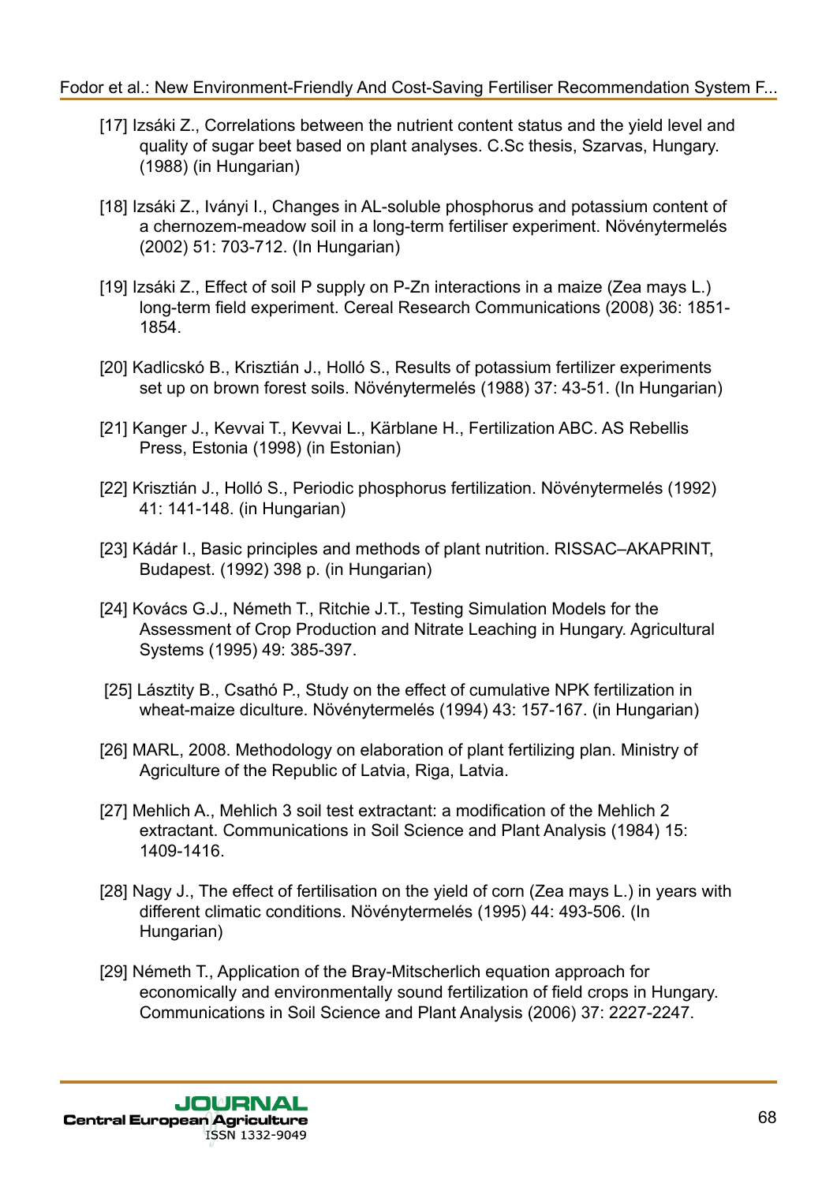[17] Izsáki Z., Correlations between the nutrient content status and the yield level and quality of sugar beet based on plant analyses. C.Sc thesis, Szarvas, Hungary. (1988) (in Hungarian)

[18] Izsáki Z., Iványi I., Changes in AL-soluble phosphorus and potassium content of a chernozem-meadow soil in a long-term fertiliser experiment. Növénytermelés (2002) 51: 703-712. (In Hungarian)

[19] Izsáki Z., Effect of soil P supply on P-Zn interactions in a maize (Zea mays L.) long-term field experiment. Cereal Research Communications (2008) 36: 1851-1854.

[20] Kadlicskó B., Krisztián J., Holló S., Results of potassium fertilizer experiments set up on brown forest soils. Növénytermelés (1988) 37: 43-51. (In Hungarian)

[21] Kanger J., Kevvai T., Kevvai L., Kärblane H., Fertilization ABC. AS Rebellis Press, Estonia (1998) (in Estonian)

[22] Krisztián J., Holló S., Periodic phosphorus fertilization. Növénytermelés (1992) 41: 141-148. (in Hungarian)

[23] Kádár I., Basic principles and methods of plant nutrition. RISSAC–AKAPRINT, Budapest. (1992) 398 p. (in Hungarian)

[24] Kovács G.J., Németh T., Ritchie J.T., Testing Simulation Models for the Assessment of Crop Production and Nitrate Leaching in Hungary. Agricultural Systems (1995) 49: 385-397.

[25] Lásztity B., Csathó P., Study on the effect of cumulative NPK fertilization in wheat-maize diculture. Növénytermelés (1994) 43: 157-167. (in Hungarian)

[26] MARL, 2008. Methodology on elaboration of plant fertilizing plan. Ministry of Agriculture of the Republic of Latvia, Riga, Latvia.

[27] Mehlich A., Mehlich 3 soil test extractant: a modification of the Mehlich 2 extractant. Communications in Soil Science and Plant Analysis (1984) 15: 1409-1416.

[28] Nagy J., The effect of fertilisation on the yield of corn (Zea mays L.) in years with different climatic conditions. Növénytermelés (1995) 44: 493-506. (In Hungarian)

[29] Németh T., Application of the Bray-Mitscherlich equation approach for economically and environmentally sound fertilization of field crops in Hungary. Communications in Soil Science and Plant Analysis (2006) 37: 2227-2247.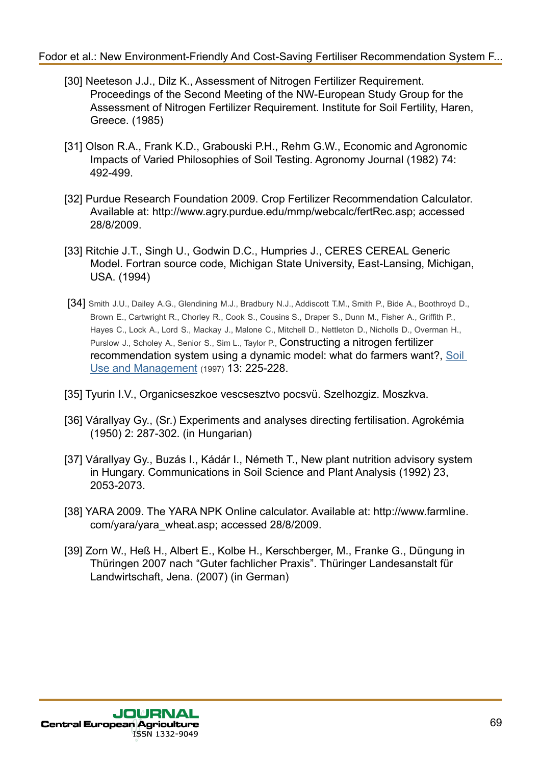[30] Neeteson J.J., Dilz K., Assessment of Nitrogen Fertilizer Requirement. Proceedings of the Second Meeting of the NW-European Study Group for the Assessment of Nitrogen Fertilizer Requirement. Institute for Soil Fertility, Haren, Greece. (1985)

[31] Olson R.A., Frank K.D., Grabouski P.H., Rehm G.W., Economic and Agronomic Impacts of Varied Philosophies of Soil Testing. Agronomy Journal (1982) 74: 492-499.

[32] Purdue Research Foundation 2009. Crop Fertilizer Recommendation Calculator. Available at: http://www.agry.purdue.edu/mmp/webcalc/fertRec.asp; accessed 28/8/2009.

[33] Ritchie J.T., Singh U., Godwin D.C., Humpries J., CERES CEREAL Generic Model. Fortran source code, Michigan State University, East-Lansing, Michigan, USA. (1994)

[34] Smith J.U., Dailey A.G., Glendining M.J., Bradbury N.J., Addiscott T.M., Smith P., Bide A., Boothroyd D., Brown E., Cartwright R., Chorley S., Cook S., Cousins S., Draper S., Dunn M., Fisher A., Griffith P., Hayes C., Lock A., Lord S., Mackay J., Malone C., Mitchell D., Nettleton D., Nicholls D., Overman H., Purslow J., Scholey A., Senior S., Sim L., Taylor P., Constructing a nitrogen fertilizer recommendation system using a dynamic model: what do farmers want?, Soil Use and Management (1997) 13: 225-228.

[35] Tyurin I.V., Organicseszkoe vescsesztvo pocsvü. Szelhozgiz. Moszkva.

[36] Várallyay Gy., (Sr.) Experiments and analyses directing fertilisation. Agrokémia (1950) 2: 287-302. (in Hungarian)

[37] Várallyay Gy., Buzás I., Kádár I., Németh T., New plant nutrition advisory system in Hungary. Communications in Soil Science and Plant Analysis (1992) 23, 2053-2073.

[38] YARA 2009. The YARA NPK Online calculator. Available at: http://www.farmline.com/yara/yara_wheat.asp; accessed 28/8/2009.

[39] Zorn W., Heß H., Albert E., Kolbe H., Kerschberger, M., Franke G., Düngung in Thüringen 2007 nach "Guter fachlicher Praxis". Thüringer Landesanstalt für Landwirtschaft, Jena. (2007) (in German)